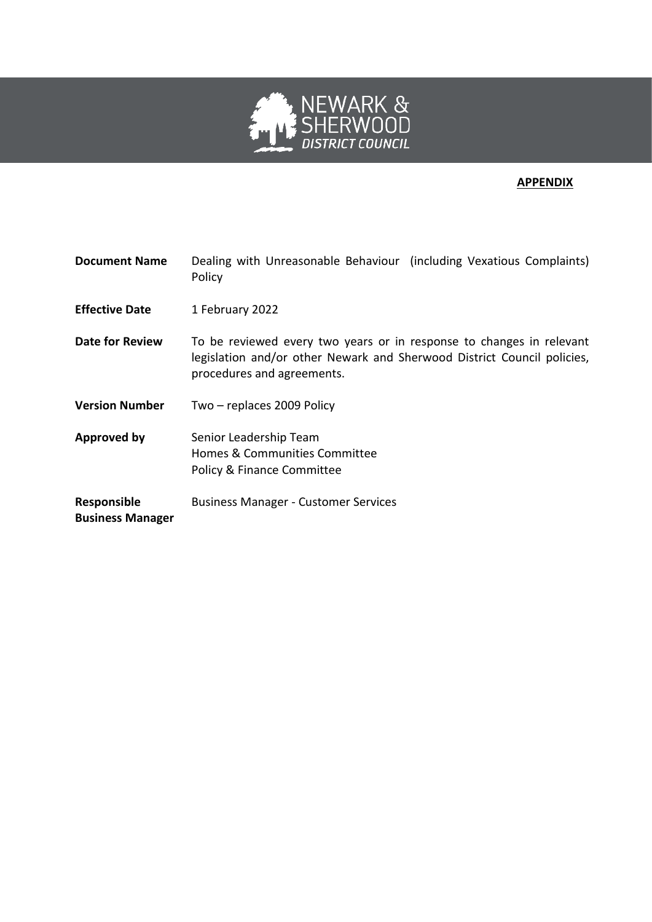NEWARK & SHERWOOD DISTRICT COUNCIL

**APPENDIX**

| | |
|---|---|
| **Document Name** | Dealing with Unreasonable Behaviour (including Vexatious Complaints) Policy |
| **Effective Date** | 1 February 2022 |
| **Date for Review** | To be reviewed every two years or in response to changes in relevant legislation and/or other Newark and Sherwood District Council policies, procedures and agreements. |
| **Version Number** | Two – replaces 2009 Policy |
| **Approved by** | Senior Leadership Team<br>Homes & Communities Committee<br>Policy & Finance Committee |
| **Responsible Business Manager** | Business Manager - Customer Services |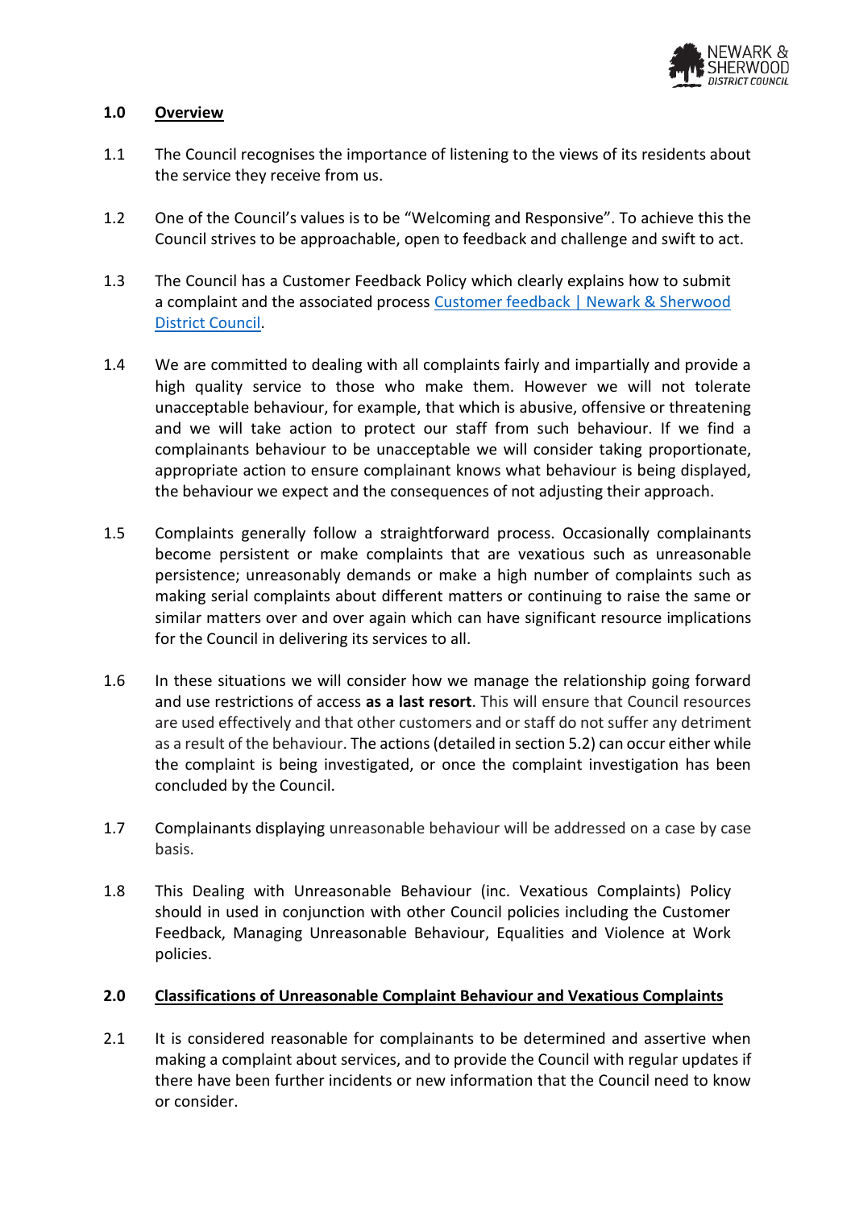## 1.0 Overview

1.1 The Council recognises the importance of listening to the views of its residents about the service they receive from us.

1.2 One of the Council's values is to be "Welcoming and Responsive". To achieve this the Council strives to be approachable, open to feedback and challenge and swift to act.

1.3 The Council has a Customer Feedback Policy which clearly explains how to submit a complaint and the associated process [Customer feedback | Newark & Sherwood District Council](#).

1.4 We are committed to dealing with all complaints fairly and impartially and provide a high quality service to those who make them. However we will not tolerate unacceptable behaviour, for example, that which is abusive, offensive or threatening and we will take action to protect our staff from such behaviour. If we find a complainants behaviour to be unacceptable we will consider taking proportionate, appropriate action to ensure complainant knows what behaviour is being displayed, the behaviour we expect and the consequences of not adjusting their approach.

1.5 Complaints generally follow a straightforward process. Occasionally complainants become persistent or make complaints that are vexatious such as unreasonable persistence; unreasonably demands or make a high number of complaints such as making serial complaints about different matters or continuing to raise the same or similar matters over and over again which can have significant resource implications for the Council in delivering its services to all.

1.6 In these situations we will consider how we manage the relationship going forward and use restrictions of access **as a last resort**. This will ensure that Council resources are used effectively and that other customers and or staff do not suffer any detriment as a result of the behaviour. The actions (detailed in section 5.2) can occur either while the complaint is being investigated, or once the complaint investigation has been concluded by the Council.

1.7 Complainants displaying unreasonable behaviour will be addressed on a case by case basis.

1.8 This Dealing with Unreasonable Behaviour (inc. Vexatious Complaints) Policy should in used in conjunction with other Council policies including the Customer Feedback, Managing Unreasonable Behaviour, Equalities and Violence at Work policies.

## 2.0 Classifications of Unreasonable Complaint Behaviour and Vexatious Complaints

2.1 It is considered reasonable for complainants to be determined and assertive when making a complaint about services, and to provide the Council with regular updates if there have been further incidents or new information that the Council need to know or consider.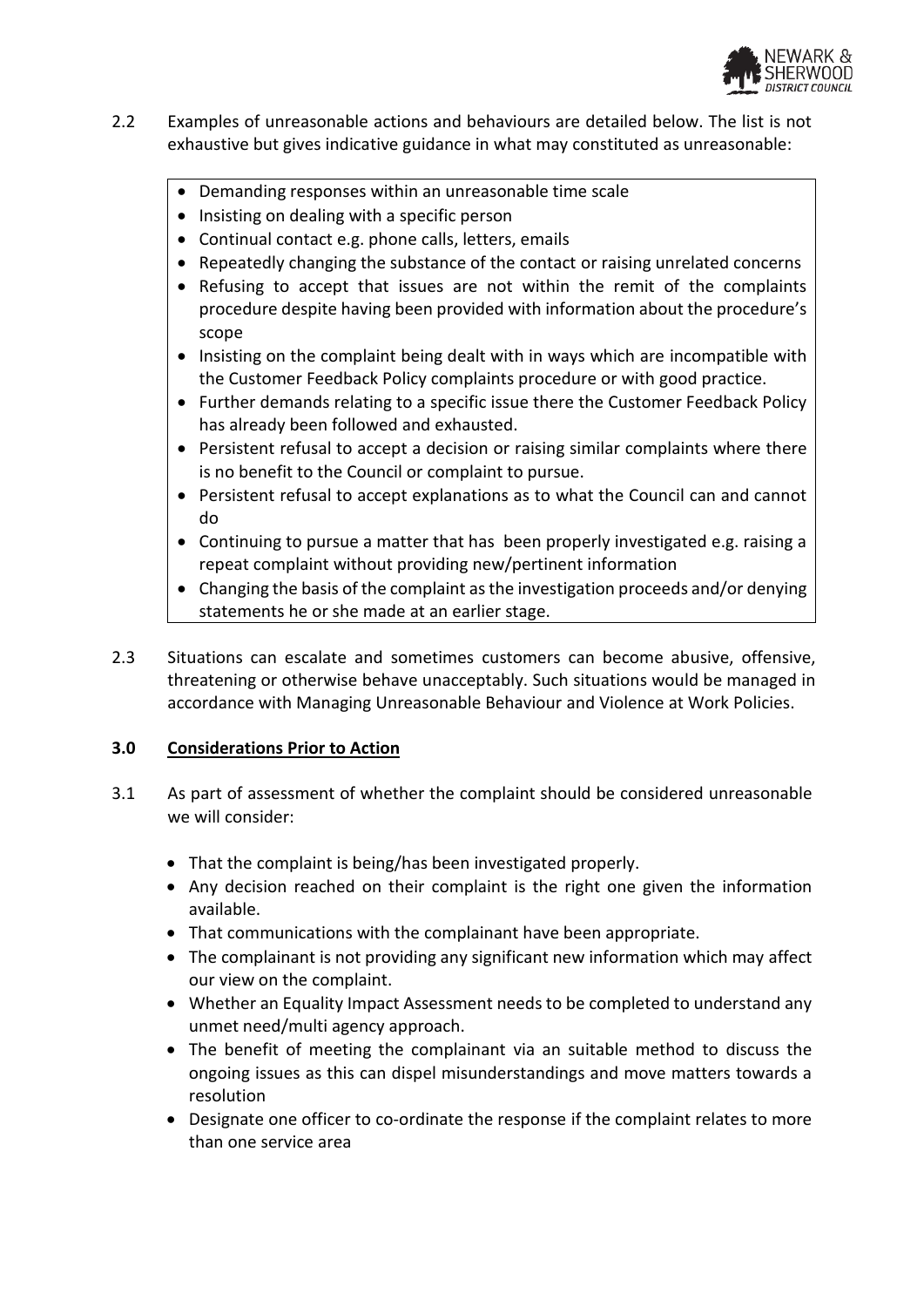2.2 Examples of unreasonable actions and behaviours are detailed below. The list is not exhaustive but gives indicative guidance in what may constituted as unreasonable:

- Demanding responses within an unreasonable time scale
- Insisting on dealing with a specific person
- Continual contact e.g. phone calls, letters, emails
- Repeatedly changing the substance of the contact or raising unrelated concerns
- Refusing to accept that issues are not within the remit of the complaints procedure despite having been provided with information about the procedure's scope
- Insisting on the complaint being dealt with in ways which are incompatible with the Customer Feedback Policy complaints procedure or with good practice.
- Further demands relating to a specific issue there the Customer Feedback Policy has already been followed and exhausted.
- Persistent refusal to accept a decision or raising similar complaints where there is no benefit to the Council or complaint to pursue.
- Persistent refusal to accept explanations as to what the Council can and cannot do
- Continuing to pursue a matter that has been properly investigated e.g. raising a repeat complaint without providing new/pertinent information
- Changing the basis of the complaint as the investigation proceeds and/or denying statements he or she made at an earlier stage.

2.3 Situations can escalate and sometimes customers can become abusive, offensive, threatening or otherwise behave unacceptably. Such situations would be managed in accordance with Managing Unreasonable Behaviour and Violence at Work Policies.

## 3.0 Considerations Prior to Action

3.1 As part of assessment of whether the complaint should be considered unreasonable we will consider:

- That the complaint is being/has been investigated properly.
- Any decision reached on their complaint is the right one given the information available.
- That communications with the complainant have been appropriate.
- The complainant is not providing any significant new information which may affect our view on the complaint.
- Whether an Equality Impact Assessment needs to be completed to understand any unmet need/multi agency approach.
- The benefit of meeting the complainant via an suitable method to discuss the ongoing issues as this can dispel misunderstandings and move matters towards a resolution
- Designate one officer to co-ordinate the response if the complaint relates to more than one service area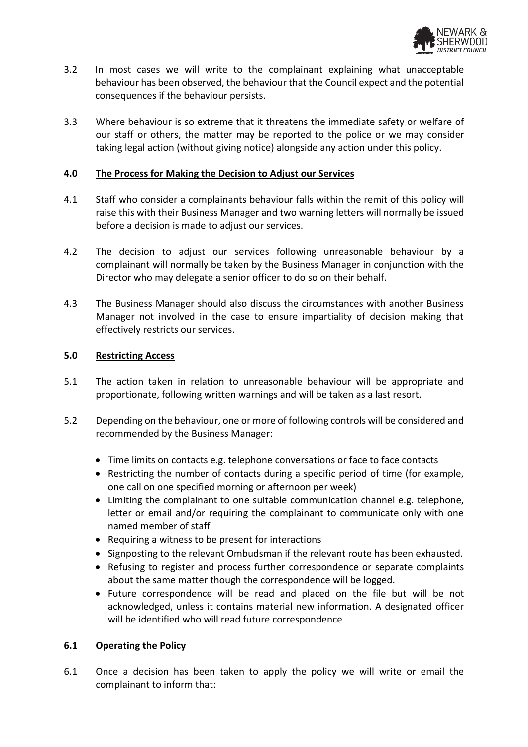3.2 In most cases we will write to the complainant explaining what unacceptable behaviour has been observed, the behaviour that the Council expect and the potential consequences if the behaviour persists.

3.3 Where behaviour is so extreme that it threatens the immediate safety or welfare of our staff or others, the matter may be reported to the police or we may consider taking legal action (without giving notice) alongside any action under this policy.

## 4.0 The Process for Making the Decision to Adjust our Services

4.1 Staff who consider a complainants behaviour falls within the remit of this policy will raise this with their Business Manager and two warning letters will normally be issued before a decision is made to adjust our services.

4.2 The decision to adjust our services following unreasonable behaviour by a complainant will normally be taken by the Business Manager in conjunction with the Director who may delegate a senior officer to do so on their behalf.

4.3 The Business Manager should also discuss the circumstances with another Business Manager not involved in the case to ensure impartiality of decision making that effectively restricts our services.

## 5.0 Restricting Access

5.1 The action taken in relation to unreasonable behaviour will be appropriate and proportionate, following written warnings and will be taken as a last resort.

5.2 Depending on the behaviour, one or more of following controls will be considered and recommended by the Business Manager:

- Time limits on contacts e.g. telephone conversations or face to face contacts
- Restricting the number of contacts during a specific period of time (for example, one call on one specified morning or afternoon per week)
- Limiting the complainant to one suitable communication channel e.g. telephone, letter or email and/or requiring the complainant to communicate only with one named member of staff
- Requiring a witness to be present for interactions
- Signposting to the relevant Ombudsman if the relevant route has been exhausted.
- Refusing to register and process further correspondence or separate complaints about the same matter though the correspondence will be logged.
- Future correspondence will be read and placed on the file but will be not acknowledged, unless it contains material new information. A designated officer will be identified who will read future correspondence

## 6.1 Operating the Policy

6.1 Once a decision has been taken to apply the policy we will write or email the complainant to inform that: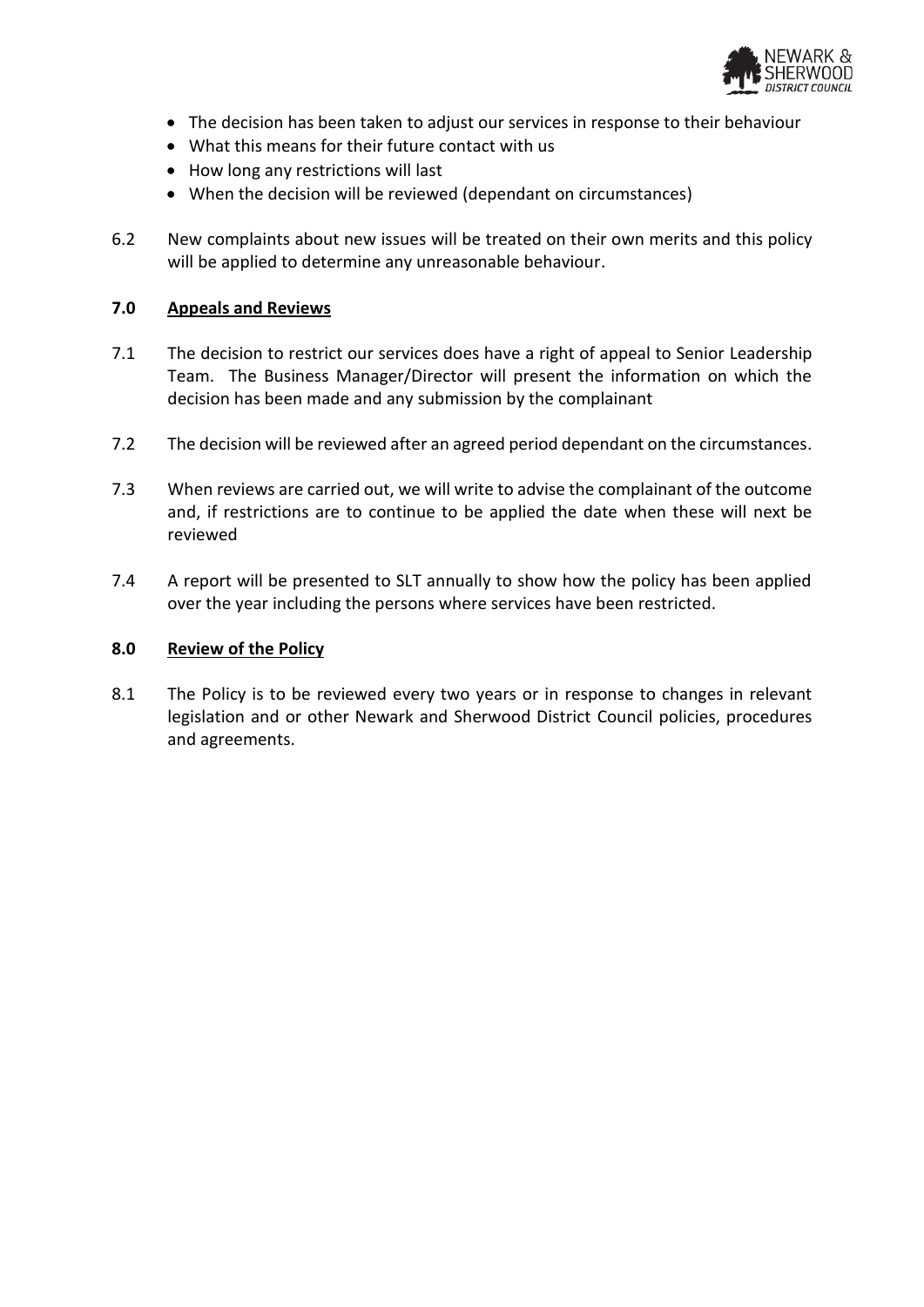- The decision has been taken to adjust our services in response to their behaviour
- What this means for their future contact with us
- How long any restrictions will last
- When the decision will be reviewed (dependant on circumstances)

6.2 New complaints about new issues will be treated on their own merits and this policy will be applied to determine any unreasonable behaviour.

## 7.0 Appeals and Reviews

7.1 The decision to restrict our services does have a right of appeal to Senior Leadership Team. The Business Manager/Director will present the information on which the decision has been made and any submission by the complainant

7.2 The decision will be reviewed after an agreed period dependant on the circumstances.

7.3 When reviews are carried out, we will write to advise the complainant of the outcome and, if restrictions are to continue to be applied the date when these will next be reviewed

7.4 A report will be presented to SLT annually to show how the policy has been applied over the year including the persons where services have been restricted.

## 8.0 Review of the Policy

8.1 The Policy is to be reviewed every two years or in response to changes in relevant legislation and or other Newark and Sherwood District Council policies, procedures and agreements.